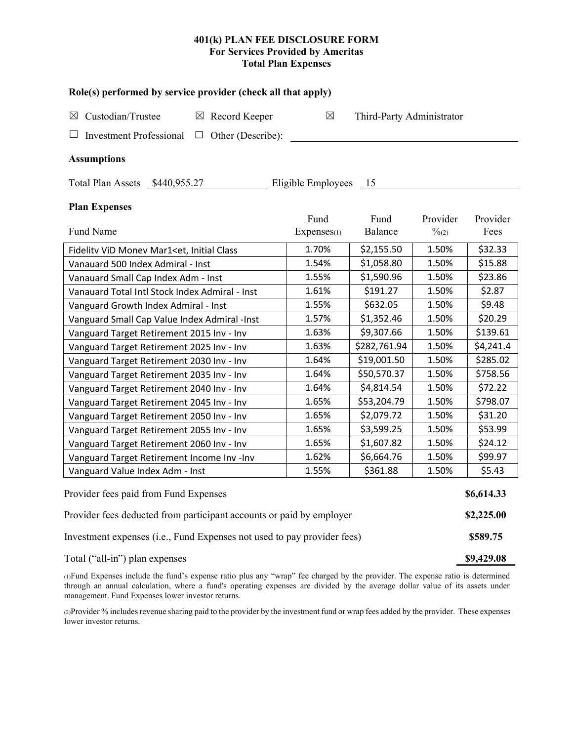# 401(k) PLAN FEE DISCLOSURE FORM
## For Services Provided by Ameritas
## Total Plan Expenses

### Role(s) performed by service provider (check all that apply)

☒ Custodian/Trustee ☒ Record Keeper ☒ Third-Party Administrator

☐ Investment Professional ☐ Other (Describe): ______________________

### Assumptions

Total Plan Assets $440,955.27 Eligible Employees 15

### Plan Expenses

| Fund Name | Fund Expenses(1) | Fund Balance | Provider %(2) | Provider Fees |
|---|---|---|---|---|
| Fidelitv ViD Monev Mar1<et, Initial Class | 1.70% | $2,155.50 | 1.50% | $32.33 |
| Vanauard 500 Index Admiral - Inst | 1.54% | $1,058.80 | 1.50% | $15.88 |
| Vanauard Small Cap Index Adm - Inst | 1.55% | $1,590.96 | 1.50% | $23.86 |
| Vanauard Total Intl Stock Index Admiral - Inst | 1.61% | $191.27 | 1.50% | $2.87 |
| Vanguard Growth Index Admiral - Inst | 1.55% | $632.05 | 1.50% | $9.48 |
| Vanguard Small Cap Value Index Admiral -Inst | 1.57% | $1,352.46 | 1.50% | $20.29 |
| Vanguard Target Retirement 2015 Inv - Inv | 1.63% | $9,307.66 | 1.50% | $139.61 |
| Vanguard Target Retirement 2025 Inv - Inv | 1.63% | $282,761.94 | 1.50% | $4,241.4 |
| Vanguard Target Retirement 2030 Inv - Inv | 1.64% | $19,001.50 | 1.50% | $285.02 |
| Vanguard Target Retirement 2035 Inv - Inv | 1.64% | $50,570.37 | 1.50% | $758.56 |
| Vanguard Target Retirement 2040 Inv - Inv | 1.64% | $4,814.54 | 1.50% | $72.22 |
| Vanguard Target Retirement 2045 Inv - Inv | 1.65% | $53,204.79 | 1.50% | $798.07 |
| Vanguard Target Retirement 2050 Inv - Inv | 1.65% | $2,079.72 | 1.50% | $31.20 |
| Vanguard Target Retirement 2055 Inv - Inv | 1.65% | $3,599.25 | 1.50% | $53.99 |
| Vanguard Target Retirement 2060 Inv - Inv | 1.65% | $1,607.82 | 1.50% | $24.12 |
| Vanguard Target Retirement Income Inv -Inv | 1.62% | $6,664.76 | 1.50% | $99.97 |
| Vanguard Value Index Adm - Inst | 1.55% | $361.88 | 1.50% | $5.43 |

| | |
|---|---|
| Provider fees paid from Fund Expenses | **$6,614.33** |
| Provider fees deducted from participant accounts or paid by employer | **$2,225.00** |
| Investment expenses (i.e., Fund Expenses not used to pay provider fees) | **$589.75** |
| Total ("all-in") plan expenses | **$9,429.08** |

(1)Fund Expenses include the fund's expense ratio plus any "wrap" fee charged by the provider. The expense ratio is determined through an annual calculation, where a fund's operating expenses are divided by the average dollar value of its assets under management. Fund Expenses lower investor returns.

(2)Provider % includes revenue sharing paid to the provider by the investment fund or wrap fees added by the provider. These expenses lower investor returns.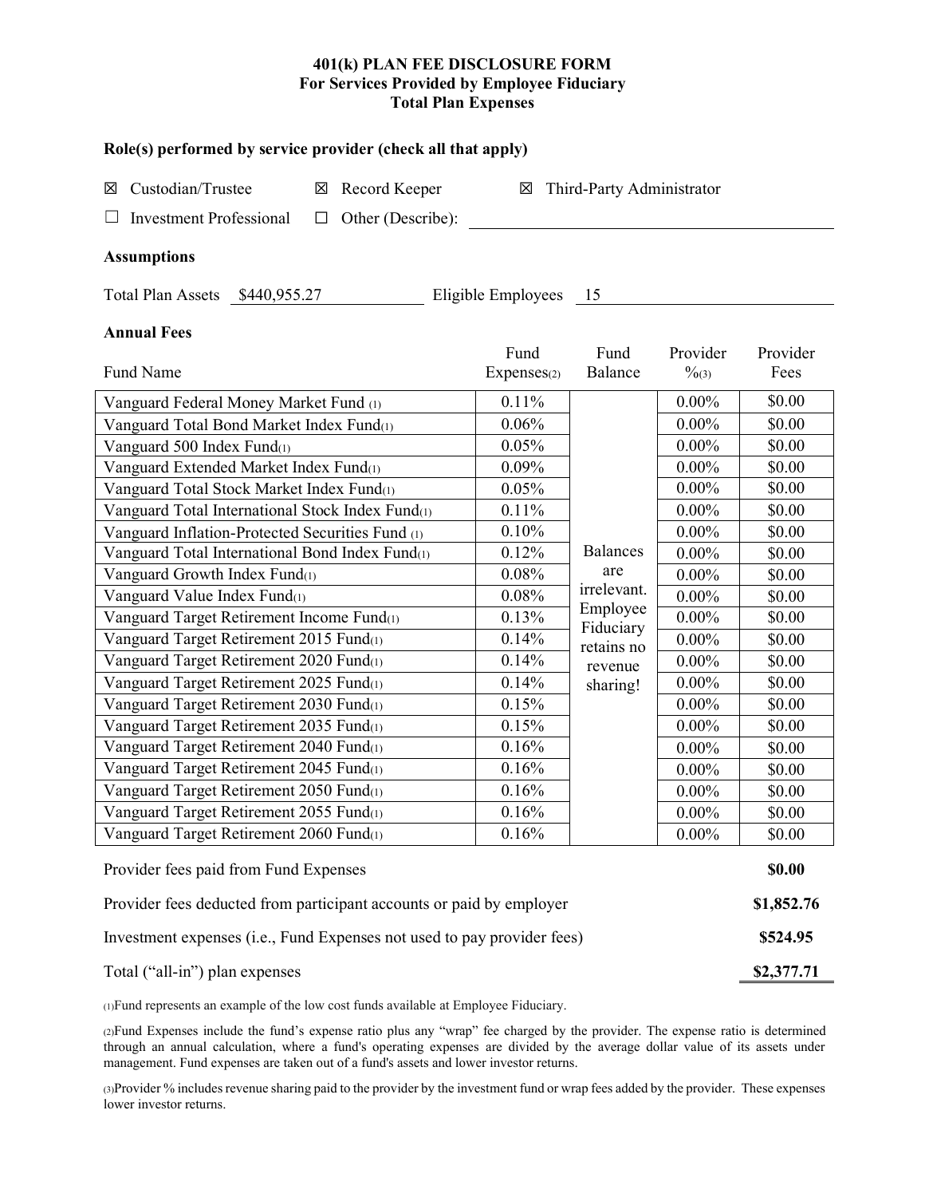**401(k) PLAN FEE DISCLOSURE FORM**
**For Services Provided by Employee Fiduciary**
**Total Plan Expenses**

### Role(s) performed by service provider (check all that apply)

☒ Custodian/Trustee ☒ Record Keeper ☒ Third-Party Administrator

☐ Investment Professional ☐ Other (Describe): ______________________

### Assumptions

Total Plan Assets $440,955.27 Eligible Employees 15

### Annual Fees

| Fund Name | Fund Expenses(2) | Fund Balance | Provider %(3) | Provider Fees |
|---|---|---|---|---|
| Vanguard Federal Money Market Fund (1) | 0.11% | Balances are irrelevant. Employee Fiduciary retains no revenue sharing! | 0.00% | $0.00 |
| Vanguard Total Bond Market Index Fund(1) | 0.06% | | 0.00% | $0.00 |
| Vanguard 500 Index Fund(1) | 0.05% | | 0.00% | $0.00 |
| Vanguard Extended Market Index Fund(1) | 0.09% | | 0.00% | $0.00 |
| Vanguard Total Stock Market Index Fund(1) | 0.05% | | 0.00% | $0.00 |
| Vanguard Total International Stock Index Fund(1) | 0.11% | | 0.00% | $0.00 |
| Vanguard Inflation-Protected Securities Fund (1) | 0.10% | | 0.00% | $0.00 |
| Vanguard Total International Bond Index Fund(1) | 0.12% | | 0.00% | $0.00 |
| Vanguard Growth Index Fund(1) | 0.08% | | 0.00% | $0.00 |
| Vanguard Value Index Fund(1) | 0.08% | | 0.00% | $0.00 |
| Vanguard Target Retirement Income Fund(1) | 0.13% | | 0.00% | $0.00 |
| Vanguard Target Retirement 2015 Fund(1) | 0.14% | | 0.00% | $0.00 |
| Vanguard Target Retirement 2020 Fund(1) | 0.14% | | 0.00% | $0.00 |
| Vanguard Target Retirement 2025 Fund(1) | 0.14% | | 0.00% | $0.00 |
| Vanguard Target Retirement 2030 Fund(1) | 0.15% | | 0.00% | $0.00 |
| Vanguard Target Retirement 2035 Fund(1) | 0.15% | | 0.00% | $0.00 |
| Vanguard Target Retirement 2040 Fund(1) | 0.16% | | 0.00% | $0.00 |
| Vanguard Target Retirement 2045 Fund(1) | 0.16% | | 0.00% | $0.00 |
| Vanguard Target Retirement 2050 Fund(1) | 0.16% | | 0.00% | $0.00 |
| Vanguard Target Retirement 2055 Fund(1) | 0.16% | | 0.00% | $0.00 |
| Vanguard Target Retirement 2060 Fund(1) | 0.16% | | 0.00% | $0.00 |

| | |
|---|---|
| Provider fees paid from Fund Expenses | **$0.00** |
| Provider fees deducted from participant accounts or paid by employer | **$1,852.76** |
| Investment expenses (i.e., Fund Expenses not used to pay provider fees) | **$524.95** |
| Total ("all-in") plan expenses | **$2,377.71** |

(1)Fund represents an example of the low cost funds available at Employee Fiduciary.

(2)Fund Expenses include the fund's expense ratio plus any "wrap" fee charged by the provider. The expense ratio is determined through an annual calculation, where a fund's operating expenses are divided by the average dollar value of its assets under management. Fund expenses are taken out of a fund's assets and lower investor returns.

(3)Provider % includes revenue sharing paid to the provider by the investment fund or wrap fees added by the provider. These expenses lower investor returns.